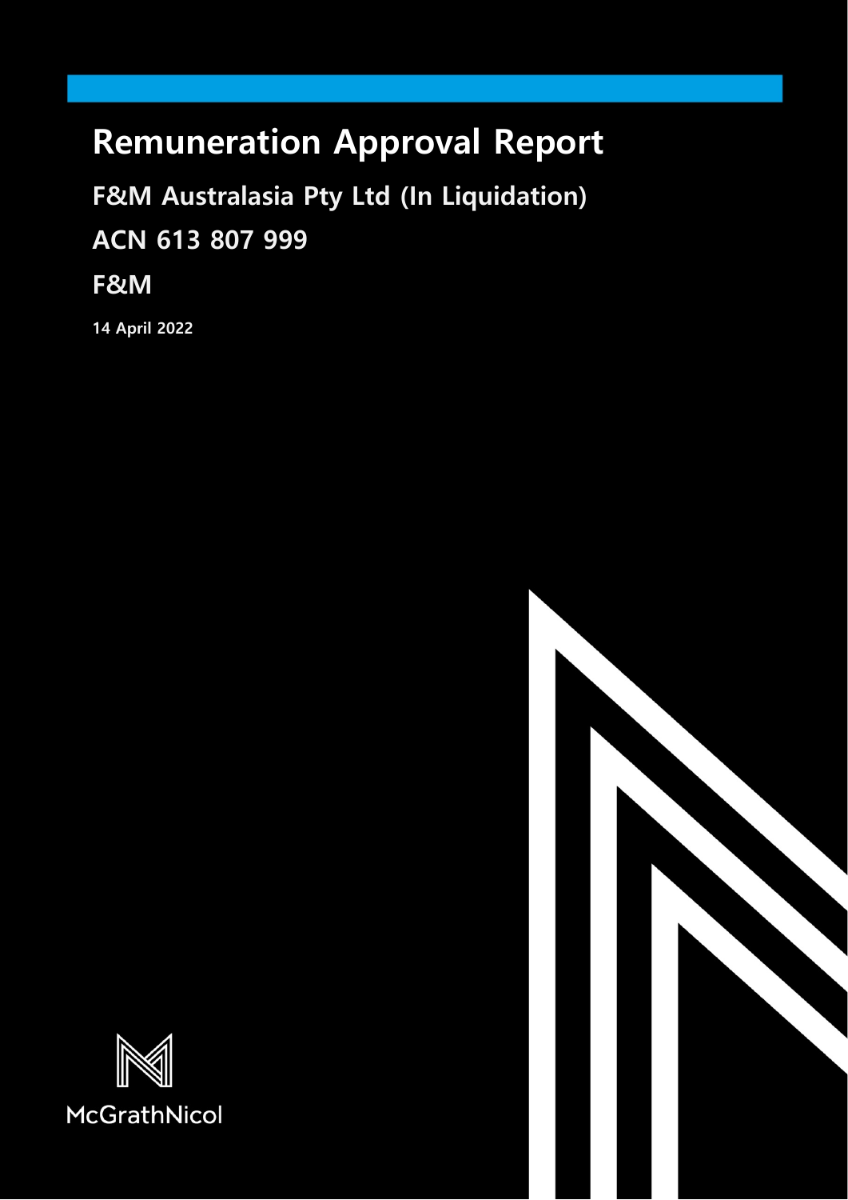# Remuneration Approval Report

## F&M Australasia Pty Ltd (In Liquidation)

## ACN 613 807 999

## F&M

**14 April 2022**

McGrathNicol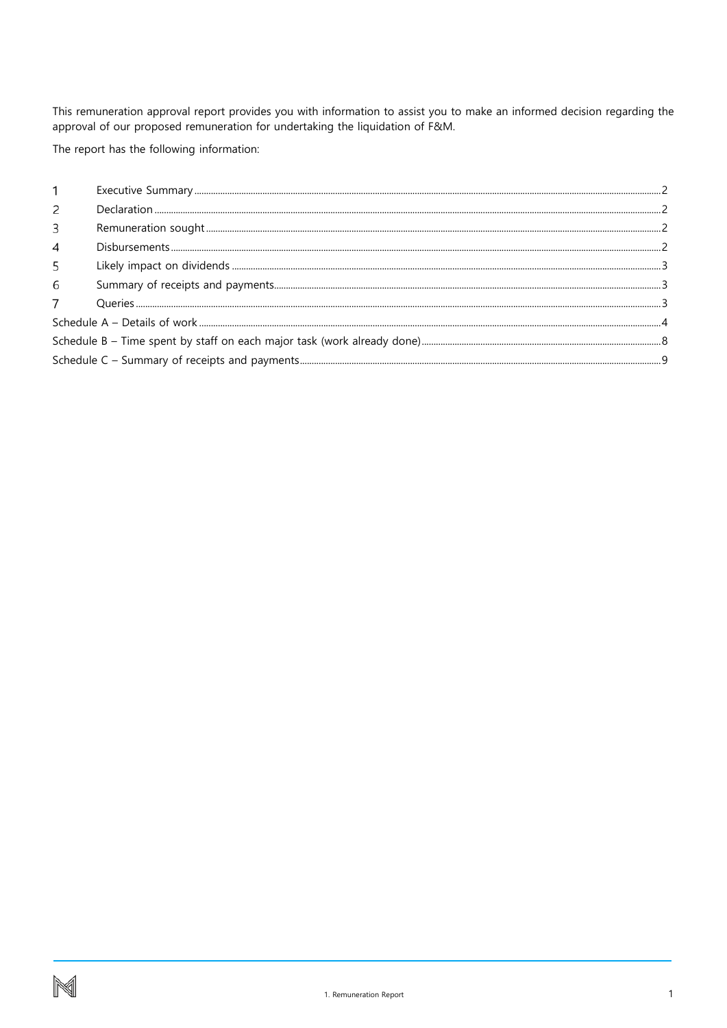This remuneration approval report provides you with information to assist you to make an informed decision regarding the approval of our proposed remuneration for undertaking the liquidation of F&M.

The report has the following information:

| | | |
|---|---|---|
| 1 | Executive Summary | 2 |
| 2 | Declaration | 2 |
| 3 | Remuneration sought | 2 |
| 4 | Disbursements | 2 |
| 5 | Likely impact on dividends | 3 |
| 6 | Summary of receipts and payments | 3 |
| 7 | Queries | 3 |
| Schedule A – Details of work | | 4 |
| Schedule B – Time spent by staff on each major task (work already done) | | 8 |
| Schedule C – Summary of receipts and payments | | 9 |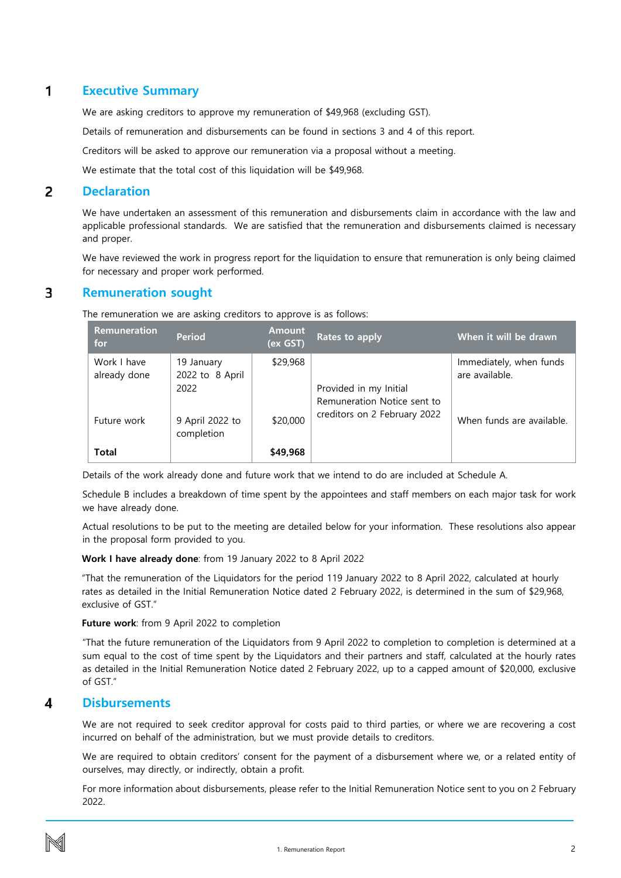## 1 Executive Summary

We are asking creditors to approve my remuneration of $49,968 (excluding GST).

Details of remuneration and disbursements can be found in sections 3 and 4 of this report.

Creditors will be asked to approve our remuneration via a proposal without a meeting.

We estimate that the total cost of this liquidation will be $49,968.

## 2 Declaration

We have undertaken an assessment of this remuneration and disbursements claim in accordance with the law and applicable professional standards. We are satisfied that the remuneration and disbursements claimed is necessary and proper.

We have reviewed the work in progress report for the liquidation to ensure that remuneration is only being claimed for necessary and proper work performed.

## 3 Remuneration sought

The remuneration we are asking creditors to approve is as follows:

| Remuneration for | Period | Amount (ex GST) | Rates to apply | When it will be drawn |
|---|---|---|---|---|
| Work I have already done | 19 January 2022 to 8 April 2022 | $29,968 | Provided in my Initial Remuneration Notice sent to creditors on 2 February 2022 | Immediately, when funds are available. |
| Future work | 9 April 2022 to completion | $20,000 | | When funds are available. |
| **Total** | | **$49,968** | | |

Details of the work already done and future work that we intend to do are included at Schedule A.

Schedule B includes a breakdown of time spent by the appointees and staff members on each major task for work we have already done.

Actual resolutions to be put to the meeting are detailed below for your information. These resolutions also appear in the proposal form provided to you.

**Work I have already done**: from 19 January 2022 to 8 April 2022

"That the remuneration of the Liquidators for the period 119 January 2022 to 8 April 2022, calculated at hourly rates as detailed in the Initial Remuneration Notice dated 2 February 2022, is determined in the sum of $29,968, exclusive of GST."

**Future work**: from 9 April 2022 to completion

"That the future remuneration of the Liquidators from 9 April 2022 to completion to completion is determined at a sum equal to the cost of time spent by the Liquidators and their partners and staff, calculated at the hourly rates as detailed in the Initial Remuneration Notice dated 2 February 2022, up to a capped amount of $20,000, exclusive of GST."

## 4 Disbursements

We are not required to seek creditor approval for costs paid to third parties, or where we are recovering a cost incurred on behalf of the administration, but we must provide details to creditors.

We are required to obtain creditors' consent for the payment of a disbursement where we, or a related entity of ourselves, may directly, or indirectly, obtain a profit.

For more information about disbursements, please refer to the Initial Remuneration Notice sent to you on 2 February 2022.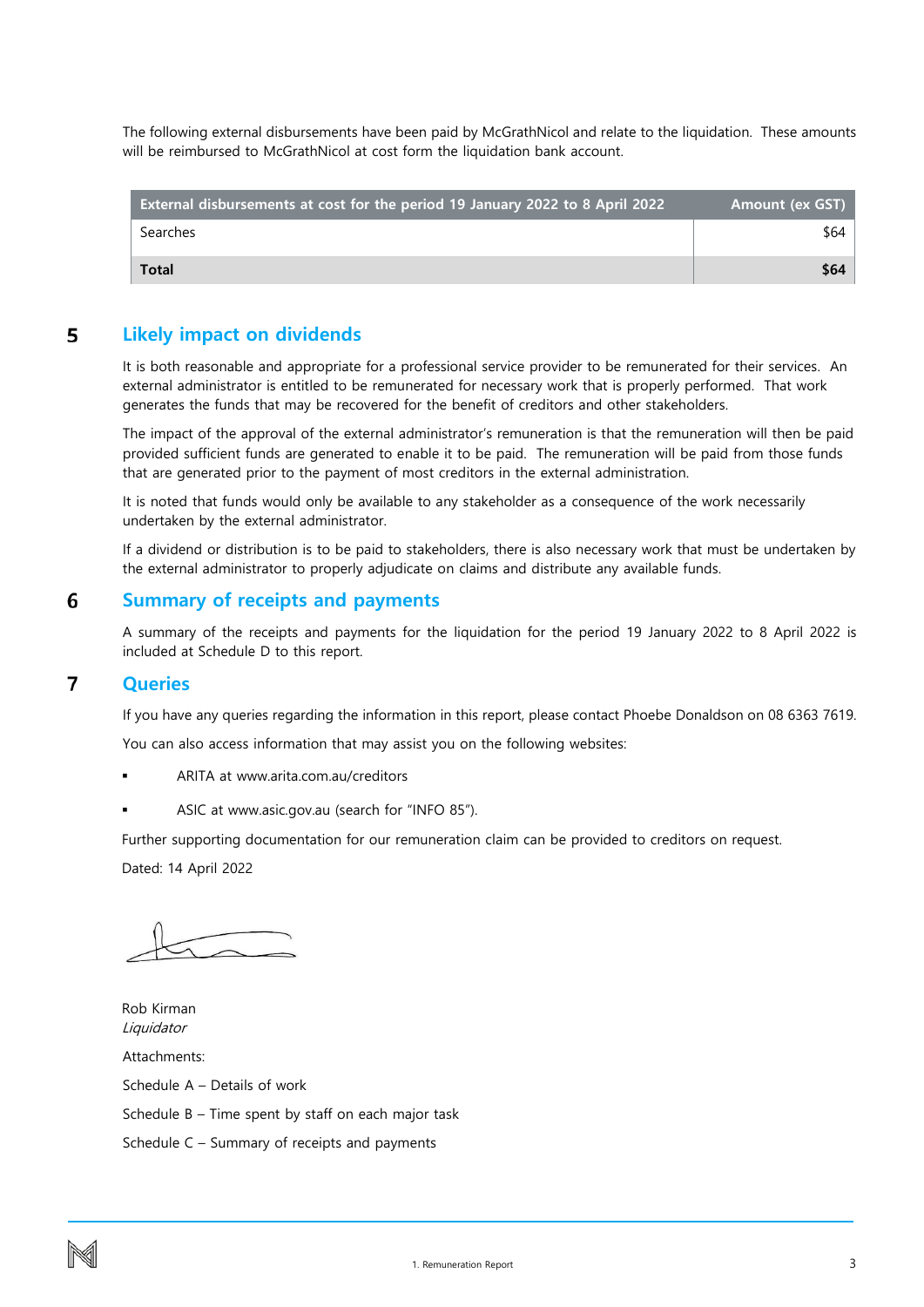The following external disbursements have been paid by McGrathNicol and relate to the liquidation. These amounts will be reimbursed to McGrathNicol at cost form the liquidation bank account.

| External disbursements at cost for the period 19 January 2022 to 8 April 2022 | Amount (ex GST) |
|---|---|
| Searches | $64 |
| **Total** | **$64** |

## 5 Likely impact on dividends

It is both reasonable and appropriate for a professional service provider to be remunerated for their services. An external administrator is entitled to be remunerated for necessary work that is properly performed. That work generates the funds that may be recovered for the benefit of creditors and other stakeholders.

The impact of the approval of the external administrator's remuneration is that the remuneration will then be paid provided sufficient funds are generated to enable it to be paid. The remuneration will be paid from those funds that are generated prior to the payment of most creditors in the external administration.

It is noted that funds would only be available to any stakeholder as a consequence of the work necessarily undertaken by the external administrator.

If a dividend or distribution is to be paid to stakeholders, there is also necessary work that must be undertaken by the external administrator to properly adjudicate on claims and distribute any available funds.

## 6 Summary of receipts and payments

A summary of the receipts and payments for the liquidation for the period 19 January 2022 to 8 April 2022 is included at Schedule D to this report.

## 7 Queries

If you have any queries regarding the information in this report, please contact Phoebe Donaldson on 08 6363 7619.

You can also access information that may assist you on the following websites:

- ARITA at www.arita.com.au/creditors
- ASIC at www.asic.gov.au (search for "INFO 85").

Further supporting documentation for our remuneration claim can be provided to creditors on request.

Dated: 14 April 2022

Rob Kirman
*Liquidator*

Attachments:

Schedule A – Details of work

Schedule B – Time spent by staff on each major task

Schedule C – Summary of receipts and payments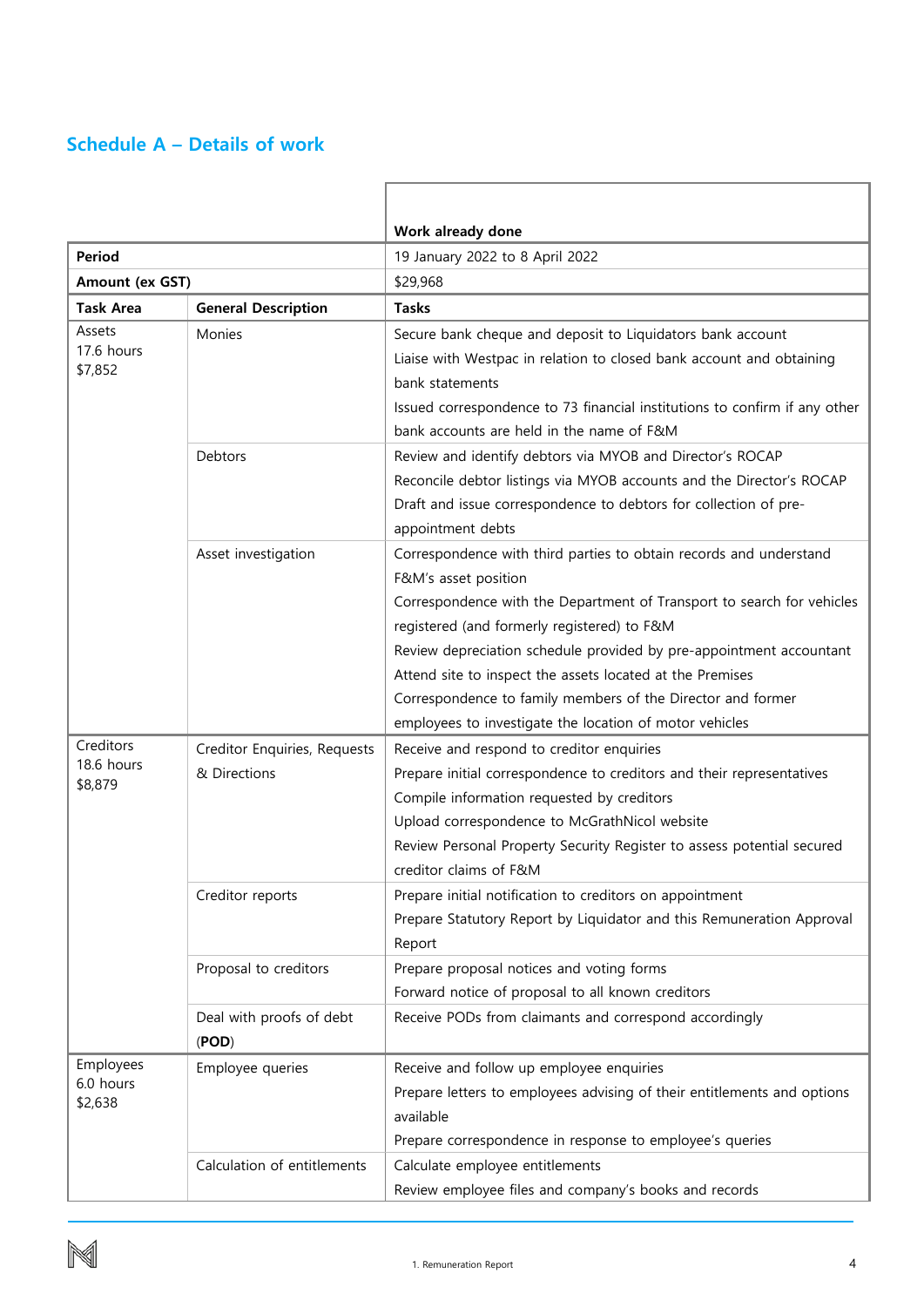## Schedule A – Details of work

| | | Work already done |
|---|---|---|
| **Period** | | 19 January 2022 to 8 April 2022 |
| **Amount (ex GST)** | | $29,968 |
| **Task Area** | **General Description** | **Tasks** |
| Assets<br>17.6 hours<br>$7,852 | Monies | Secure bank cheque and deposit to Liquidators bank account<br>Liaise with Westpac in relation to closed bank account and obtaining bank statements<br>Issued correspondence to 73 financial institutions to confirm if any other bank accounts are held in the name of F&M |
| | Debtors | Review and identify debtors via MYOB and Director's ROCAP<br>Reconcile debtor listings via MYOB accounts and the Director's ROCAP<br>Draft and issue correspondence to debtors for collection of pre-appointment debts |
| | Asset investigation | Correspondence with third parties to obtain records and understand F&M's asset position<br>Correspondence with the Department of Transport to search for vehicles registered (and formerly registered) to F&M<br>Review depreciation schedule provided by pre-appointment accountant<br>Attend site to inspect the assets located at the Premises<br>Correspondence to family members of the Director and former employees to investigate the location of motor vehicles |
| Creditors<br>18.6 hours<br>$8,879 | Creditor Enquiries, Requests & Directions | Receive and respond to creditor enquiries<br>Prepare initial correspondence to creditors and their representatives<br>Compile information requested by creditors<br>Upload correspondence to McGrathNicol website<br>Review Personal Property Security Register to assess potential secured creditor claims of F&M |
| | Creditor reports | Prepare initial notification to creditors on appointment<br>Prepare Statutory Report by Liquidator and this Remuneration Approval Report |
| | Proposal to creditors | Prepare proposal notices and voting forms<br>Forward notice of proposal to all known creditors |
| | Deal with proofs of debt (**POD**) | Receive PODs from claimants and correspond accordingly |
| Employees<br>6.0 hours<br>$2,638 | Employee queries | Receive and follow up employee enquiries<br>Prepare letters to employees advising of their entitlements and options available<br>Prepare correspondence in response to employee's queries |
| | Calculation of entitlements | Calculate employee entitlements<br>Review employee files and company's books and records |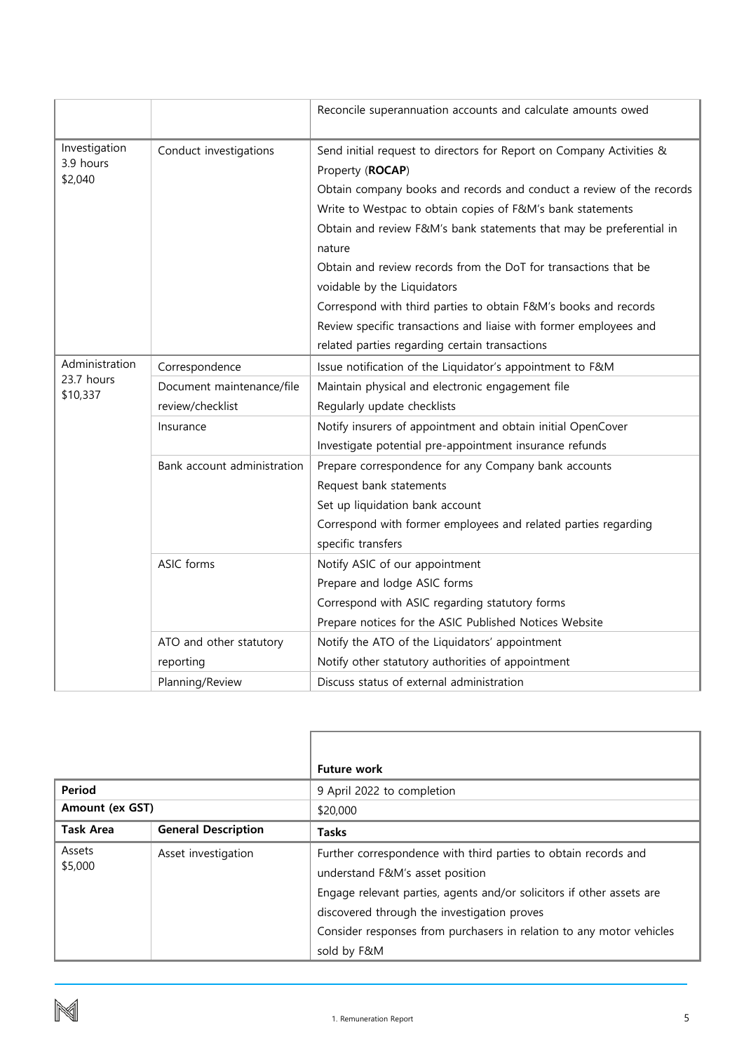| | | |
|---|---|---|
| | | Reconcile superannuation accounts and calculate amounts owed |
| Investigation<br>3.9 hours<br>$2,040 | Conduct investigations | Send initial request to directors for Report on Company Activities & Property (**ROCAP**)<br>Obtain company books and records and conduct a review of the records<br>Write to Westpac to obtain copies of F&M's bank statements<br>Obtain and review F&M's bank statements that may be preferential in nature<br>Obtain and review records from the DoT for transactions that be voidable by the Liquidators<br>Correspond with third parties to obtain F&M's books and records<br>Review specific transactions and liaise with former employees and related parties regarding certain transactions |
| Administration<br>23.7 hours<br>$10,337 | Correspondence | Issue notification of the Liquidator's appointment to F&M |
| | Document maintenance/file review/checklist | Maintain physical and electronic engagement file<br>Regularly update checklists |
| | Insurance | Notify insurers of appointment and obtain initial OpenCover<br>Investigate potential pre-appointment insurance refunds |
| | Bank account administration | Prepare correspondence for any Company bank accounts<br>Request bank statements<br>Set up liquidation bank account<br>Correspond with former employees and related parties regarding specific transfers |
| | ASIC forms | Notify ASIC of our appointment<br>Prepare and lodge ASIC forms<br>Correspond with ASIC regarding statutory forms<br>Prepare notices for the ASIC Published Notices Website |
| | ATO and other statutory reporting | Notify the ATO of the Liquidators' appointment<br>Notify other statutory authorities of appointment |
| | Planning/Review | Discuss status of external administration |

| | | **Future work** |
|---|---|---|
| **Period** | | 9 April 2022 to completion |
| **Amount (ex GST)** | | $20,000 |
| **Task Area** | **General Description** | **Tasks** |
| Assets<br>$5,000 | Asset investigation | Further correspondence with third parties to obtain records and understand F&M's asset position<br>Engage relevant parties, agents and/or solicitors if other assets are discovered through the investigation proves<br>Consider responses from purchasers in relation to any motor vehicles sold by F&M |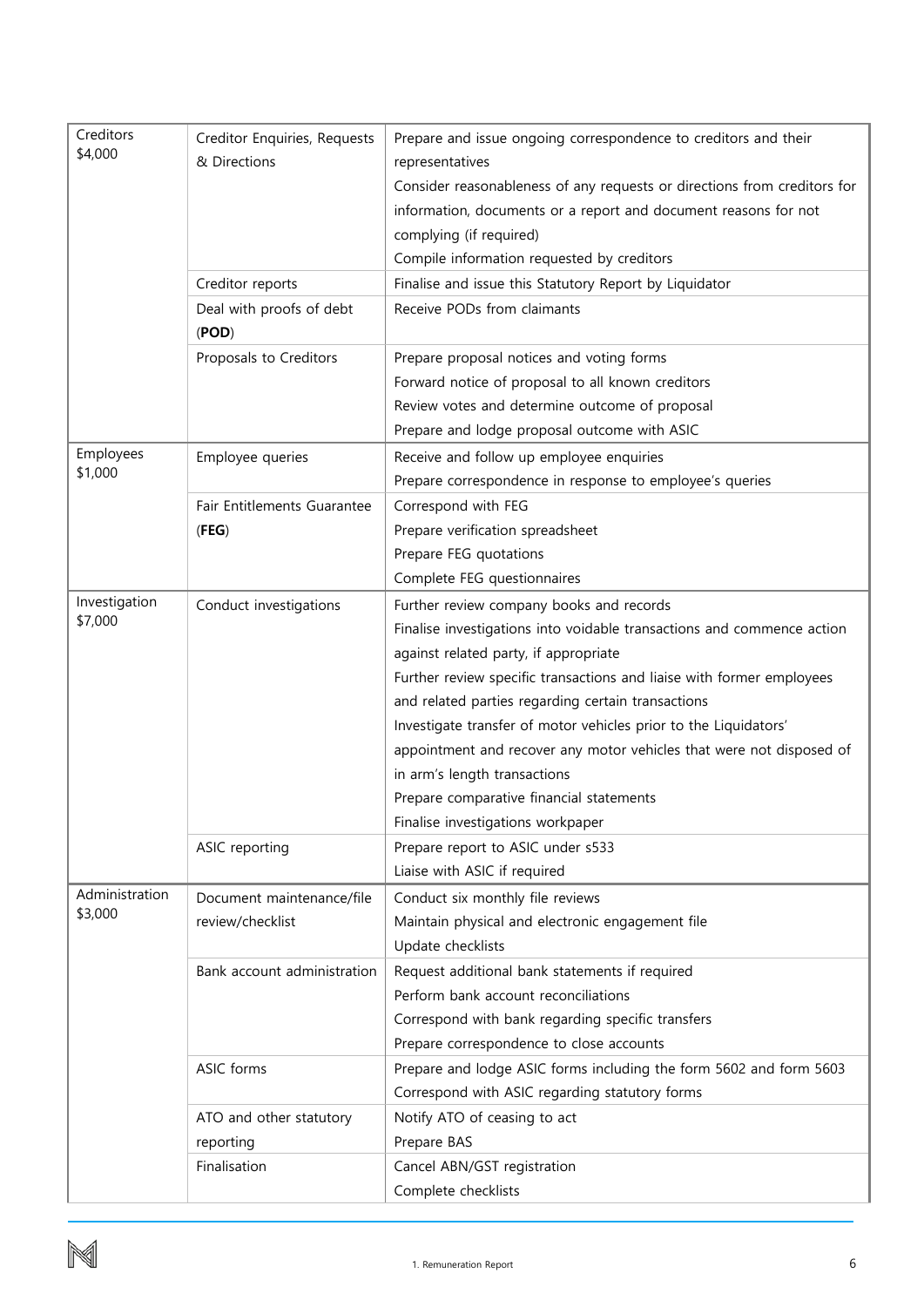| | | |
|---|---|---|
| Creditors<br>$4,000 | Creditor Enquiries, Requests & Directions | Prepare and issue ongoing correspondence to creditors and their representatives<br>Consider reasonableness of any requests or directions from creditors for information, documents or a report and document reasons for not complying (if required)<br>Compile information requested by creditors |
| | Creditor reports | Finalise and issue this Statutory Report by Liquidator |
| | Deal with proofs of debt (**POD**) | Receive PODs from claimants |
| | Proposals to Creditors | Prepare proposal notices and voting forms<br>Forward notice of proposal to all known creditors<br>Review votes and determine outcome of proposal<br>Prepare and lodge proposal outcome with ASIC |
| Employees<br>$1,000 | Employee queries | Receive and follow up employee enquiries<br>Prepare correspondence in response to employee's queries |
| | Fair Entitlements Guarantee (**FEG**) | Correspond with FEG<br>Prepare verification spreadsheet<br>Prepare FEG quotations<br>Complete FEG questionnaires |
| Investigation<br>$7,000 | Conduct investigations | Further review company books and records<br>Finalise investigations into voidable transactions and commence action against related party, if appropriate<br>Further review specific transactions and liaise with former employees and related parties regarding certain transactions<br>Investigate transfer of motor vehicles prior to the Liquidators' appointment and recover any motor vehicles that were not disposed of in arm's length transactions<br>Prepare comparative financial statements<br>Finalise investigations workpaper |
| | ASIC reporting | Prepare report to ASIC under s533<br>Liaise with ASIC if required |
| Administration<br>$3,000 | Document maintenance/file review/checklist | Conduct six monthly file reviews<br>Maintain physical and electronic engagement file<br>Update checklists |
| | Bank account administration | Request additional bank statements if required<br>Perform bank account reconciliations<br>Correspond with bank regarding specific transfers<br>Prepare correspondence to close accounts |
| | ASIC forms | Prepare and lodge ASIC forms including the form 5602 and form 5603<br>Correspond with ASIC regarding statutory forms |
| | ATO and other statutory reporting | Notify ATO of ceasing to act<br>Prepare BAS |
| | Finalisation | Cancel ABN/GST registration<br>Complete checklists |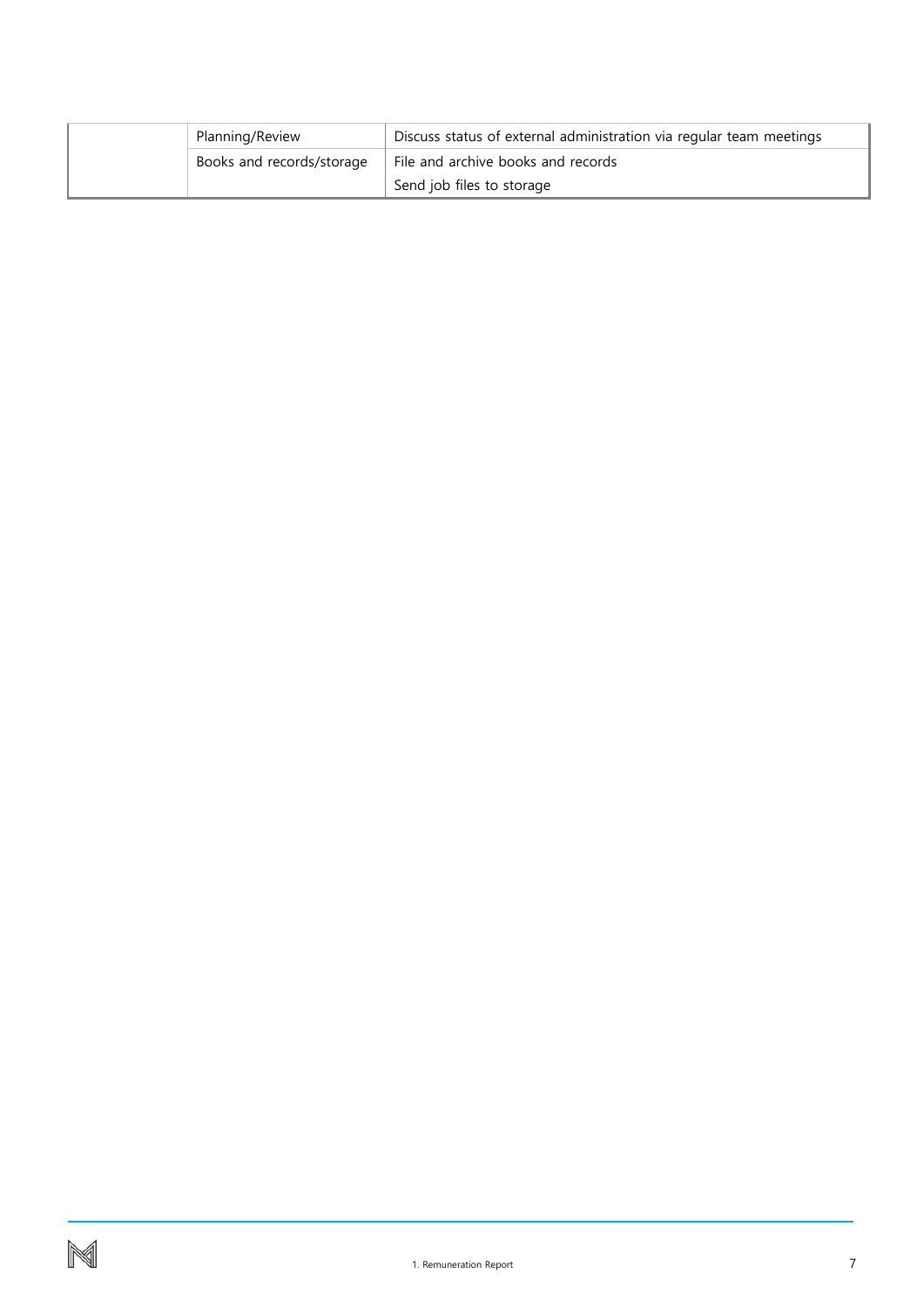| | | |
|---|---|---|
| | Planning/Review | Discuss status of external administration via regular team meetings |
| | Books and records/storage | File and archive books and records |
| | | Send job files to storage |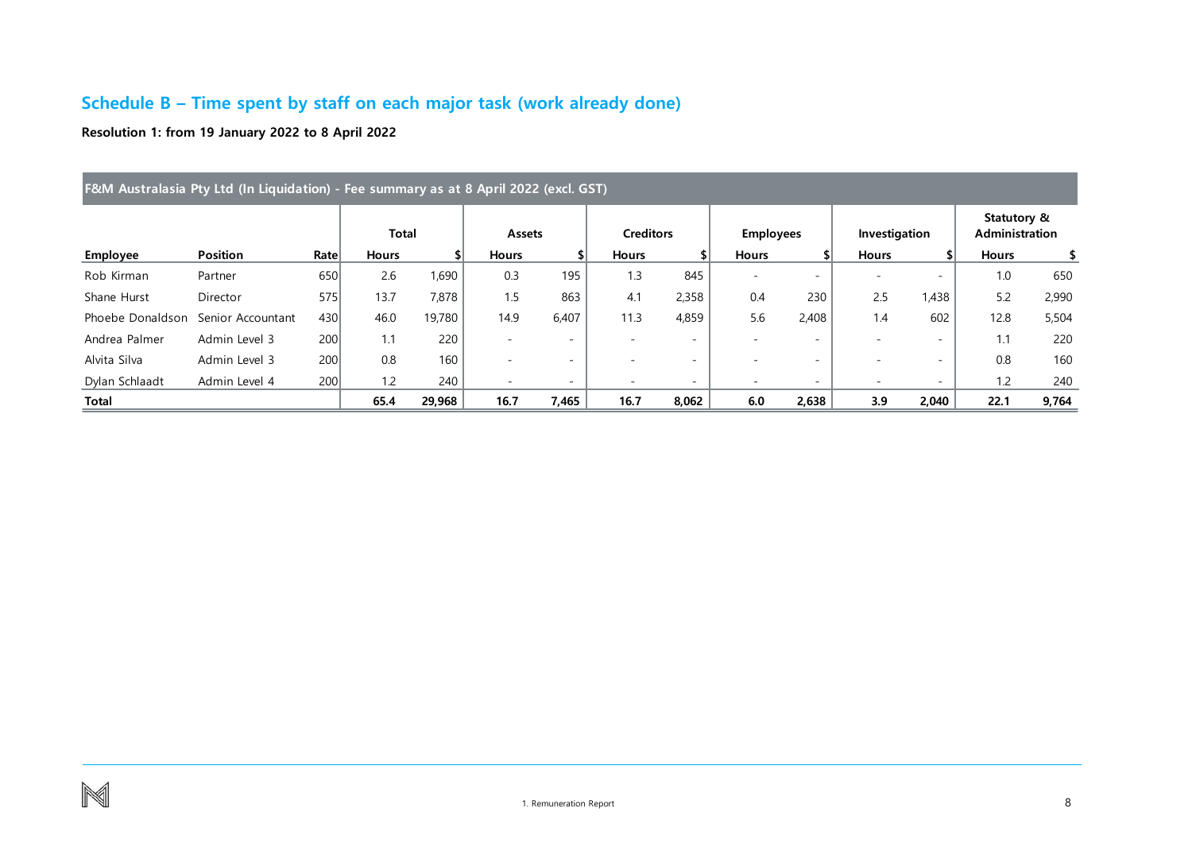## Schedule B – Time spent by staff on each major task (work already done)

**Resolution 1: from 19 January 2022 to 8 April 2022**

**F&M Australasia Pty Ltd (In Liquidation) - Fee summary as at 8 April 2022 (excl. GST)**

| | | | Total | | Assets | | Creditors | | Employees | | Investigation | | Statutory & Administration | |
|---|---|---|---|---|---|---|---|---|---|---|---|---|---|---|
| **Employee** | **Position** | **Rate** | **Hours** | **$** | **Hours** | **$** | **Hours** | **$** | **Hours** | **$** | **Hours** | **$** | **Hours** | **$** |
| Rob Kirman | Partner | 650 | 2.6 | 1,690 | 0.3 | 195 | 1.3 | 845 | - | - | - | - | 1.0 | 650 |
| Shane Hurst | Director | 575 | 13.7 | 7,878 | 1.5 | 863 | 4.1 | 2,358 | 0.4 | 230 | 2.5 | 1,438 | 5.2 | 2,990 |
| Phoebe Donaldson | Senior Accountant | 430 | 46.0 | 19,780 | 14.9 | 6,407 | 11.3 | 4,859 | 5.6 | 2,408 | 1.4 | 602 | 12.8 | 5,504 |
| Andrea Palmer | Admin Level 3 | 200 | 1.1 | 220 | - | - | - | - | - | - | - | - | 1.1 | 220 |
| Alvita Silva | Admin Level 3 | 200 | 0.8 | 160 | - | - | - | - | - | - | - | - | 0.8 | 160 |
| Dylan Schlaadt | Admin Level 4 | 200 | 1.2 | 240 | - | - | - | - | - | - | - | - | 1.2 | 240 |
| **Total** | | | **65.4** | **29,968** | **16.7** | **7,465** | **16.7** | **8,062** | **6.0** | **2,638** | **3.9** | **2,040** | **22.1** | **9,764** |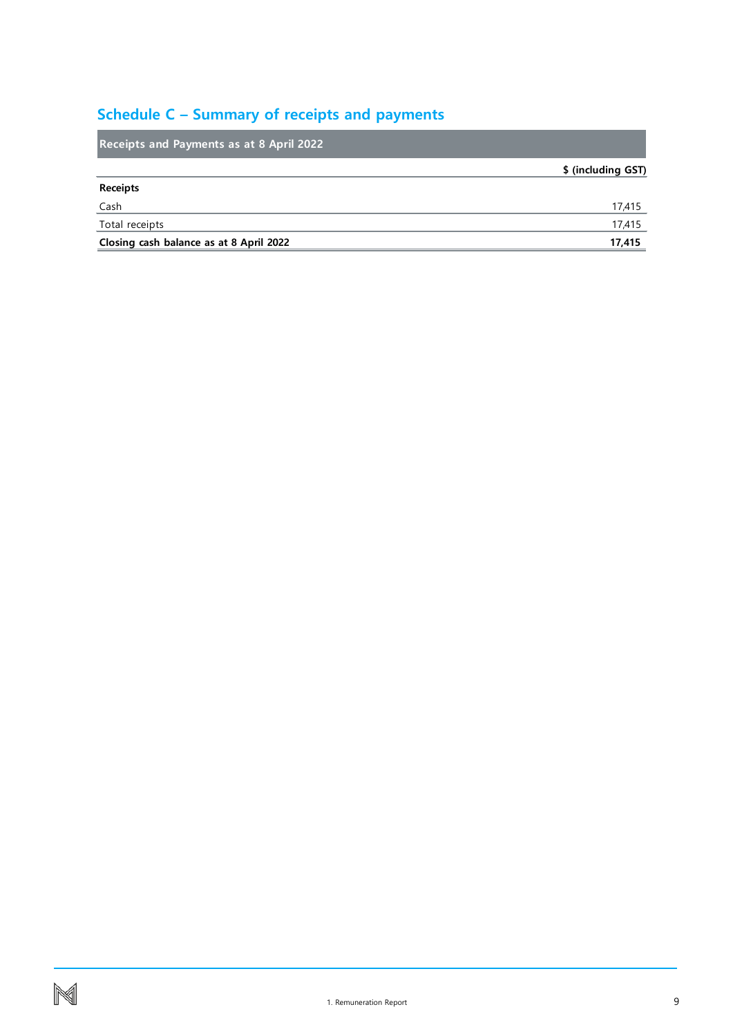## Schedule C – Summary of receipts and payments

| Receipts and Payments as at 8 April 2022 | |
|---|---|
| | **$ (including GST)** |
| **Receipts** | |
| Cash | 17,415 |
| Total receipts | 17,415 |
| **Closing cash balance as at 8 April 2022** | **17,415** |